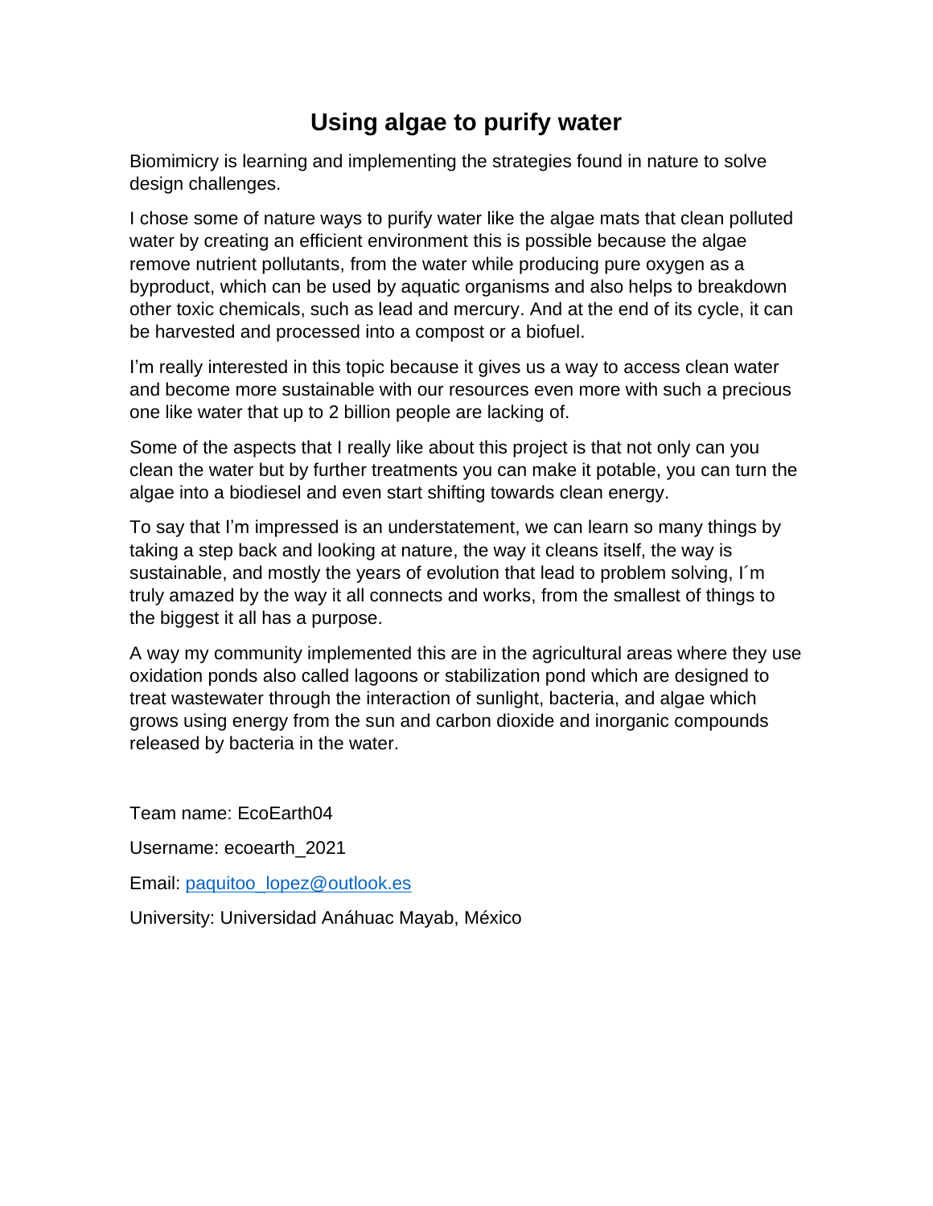# Using algae to purify water

Biomimicry is learning and implementing the strategies found in nature to solve design challenges.

I chose some of nature ways to purify water like the algae mats that clean polluted water by creating an efficient environment this is possible because the algae remove nutrient pollutants, from the water while producing pure oxygen as a byproduct, which can be used by aquatic organisms and also helps to breakdown other toxic chemicals, such as lead and mercury. And at the end of its cycle, it can be harvested and processed into a compost or a biofuel.

I'm really interested in this topic because it gives us a way to access clean water and become more sustainable with our resources even more with such a precious one like water that up to 2 billion people are lacking of.

Some of the aspects that I really like about this project is that not only can you clean the water but by further treatments you can make it potable, you can turn the algae into a biodiesel and even start shifting towards clean energy.

To say that I'm impressed is an understatement, we can learn so many things by taking a step back and looking at nature, the way it cleans itself, the way is sustainable, and mostly the years of evolution that lead to problem solving, I´m truly amazed by the way it all connects and works, from the smallest of things to the biggest it all has a purpose.

A way my community implemented this are in the agricultural areas where they use oxidation ponds also called lagoons or stabilization pond which are designed to treat wastewater through the interaction of sunlight, bacteria, and algae which grows using energy from the sun and carbon dioxide and inorganic compounds released by bacteria in the water.

Team name: EcoEarth04

Username: ecoearth_2021

Email: paquitoo_lopez@outlook.es

University: Universidad Anáhuac Mayab, México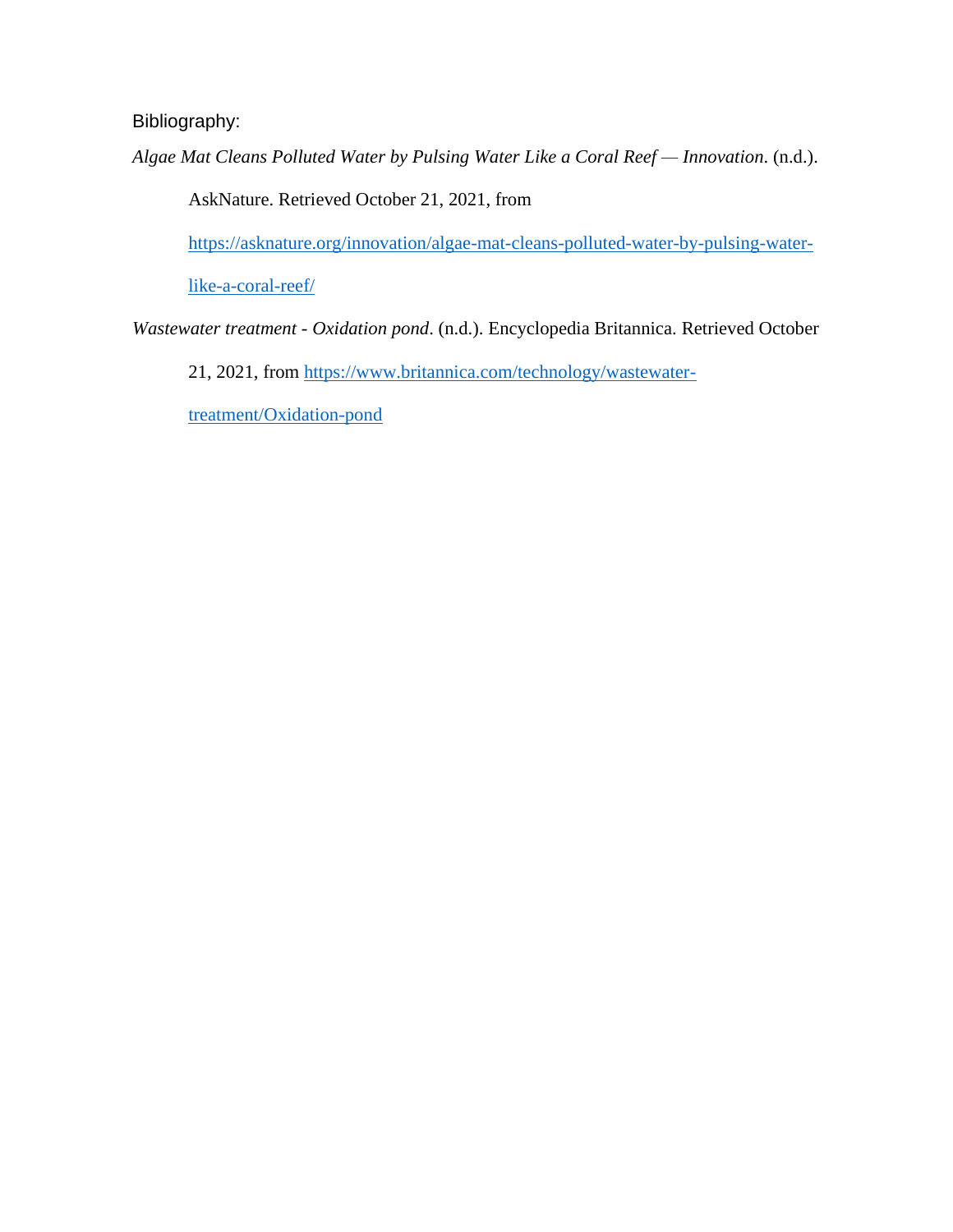Bibliography:

*Algae Mat Cleans Polluted Water by Pulsing Water Like a Coral Reef — Innovation*. (n.d.). AskNature. Retrieved October 21, 2021, from https://asknature.org/innovation/algae-mat-cleans-polluted-water-by-pulsing-water-like-a-coral-reef/

*Wastewater treatment - Oxidation pond*. (n.d.). Encyclopedia Britannica. Retrieved October 21, 2021, from https://www.britannica.com/technology/wastewater-treatment/Oxidation-pond